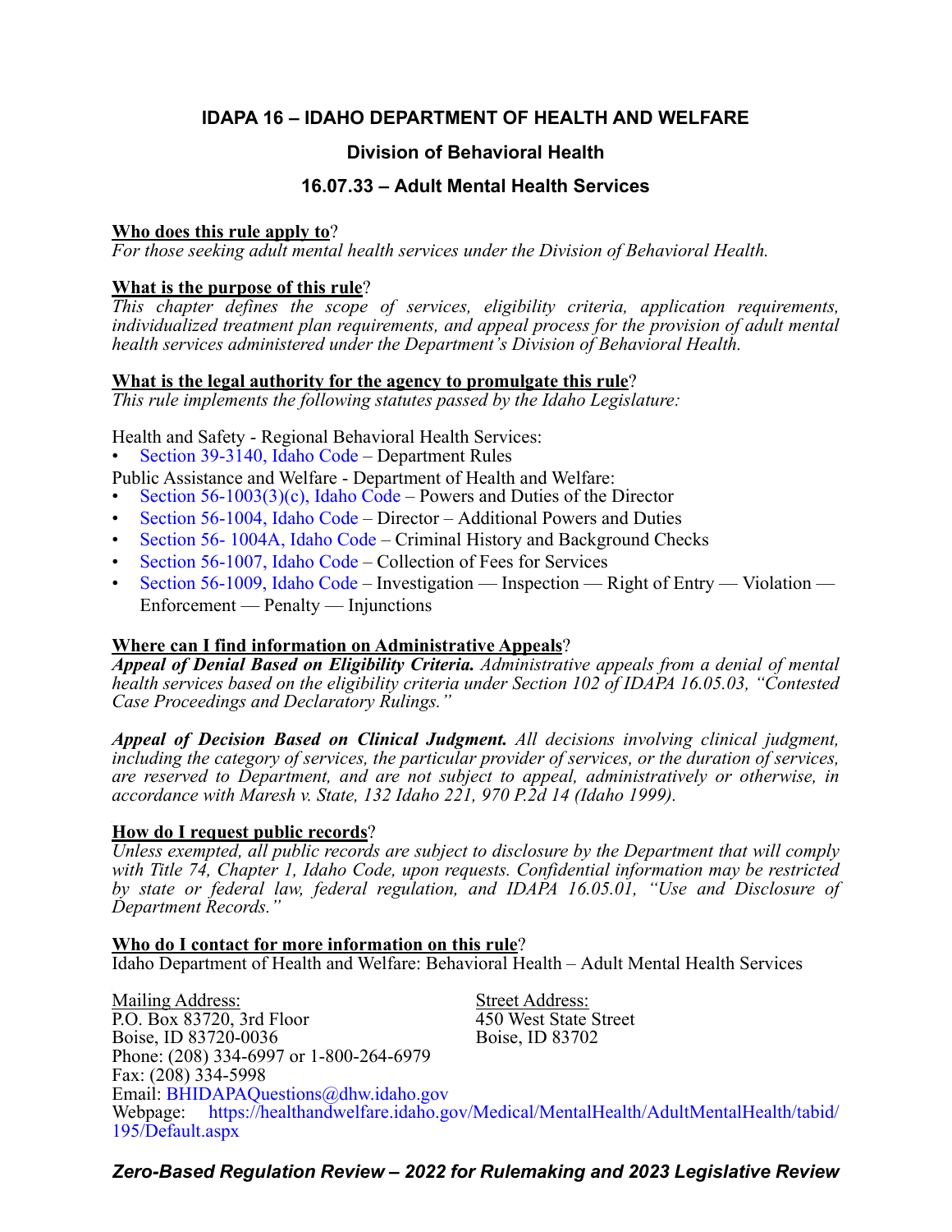# IDAPA 16 – IDAHO DEPARTMENT OF HEALTH AND WELFARE

## Division of Behavioral Health

## 16.07.33 – Adult Mental Health Services

**Who does this rule apply to**?

*For those seeking adult mental health services under the Division of Behavioral Health.*

**What is the purpose of this rule**?

*This chapter defines the scope of services, eligibility criteria, application requirements, individualized treatment plan requirements, and appeal process for the provision of adult mental health services administered under the Department's Division of Behavioral Health.*

**What is the legal authority for the agency to promulgate this rule**?

*This rule implements the following statutes passed by the Idaho Legislature:*

Health and Safety - Regional Behavioral Health Services:

- Section 39-3140, Idaho Code – Department Rules

Public Assistance and Welfare - Department of Health and Welfare:

- Section 56-1003(3)(c), Idaho Code – Powers and Duties of the Director
- Section 56-1004, Idaho Code – Director – Additional Powers and Duties
- Section 56- 1004A, Idaho Code – Criminal History and Background Checks
- Section 56-1007, Idaho Code – Collection of Fees for Services
- Section 56-1009, Idaho Code – Investigation — Inspection — Right of Entry — Violation — Enforcement — Penalty — Injunctions

**Where can I find information on Administrative Appeals**?

***Appeal of Denial Based on Eligibility Criteria.*** *Administrative appeals from a denial of mental health services based on the eligibility criteria under Section 102 of IDAPA 16.05.03, "Contested Case Proceedings and Declaratory Rulings."*

***Appeal of Decision Based on Clinical Judgment.*** *All decisions involving clinical judgment, including the category of services, the particular provider of services, or the duration of services, are reserved to Department, and are not subject to appeal, administratively or otherwise, in accordance with Maresh v. State, 132 Idaho 221, 970 P.2d 14 (Idaho 1999).*

**How do I request public records**?

*Unless exempted, all public records are subject to disclosure by the Department that will comply with Title 74, Chapter 1, Idaho Code, upon requests. Confidential information may be restricted by state or federal law, federal regulation, and IDAPA 16.05.01, "Use and Disclosure of Department Records."*

**Who do I contact for more information on this rule**?

Idaho Department of Health and Welfare: Behavioral Health – Adult Mental Health Services

Mailing Address:
P.O. Box 83720, 3rd Floor
Boise, ID 83720-0036

Street Address:
450 West State Street
Boise, ID 83702

Phone: (208) 334-6997 or 1-800-264-6979
Fax: (208) 334-5998
Email: BHIDAPAQuestions@dhw.idaho.gov
Webpage: https://healthandwelfare.idaho.gov/Medical/MentalHealth/AdultMentalHealth/tabid/195/Default.aspx

***Zero-Based Regulation Review – 2022 for Rulemaking and 2023 Legislative Review***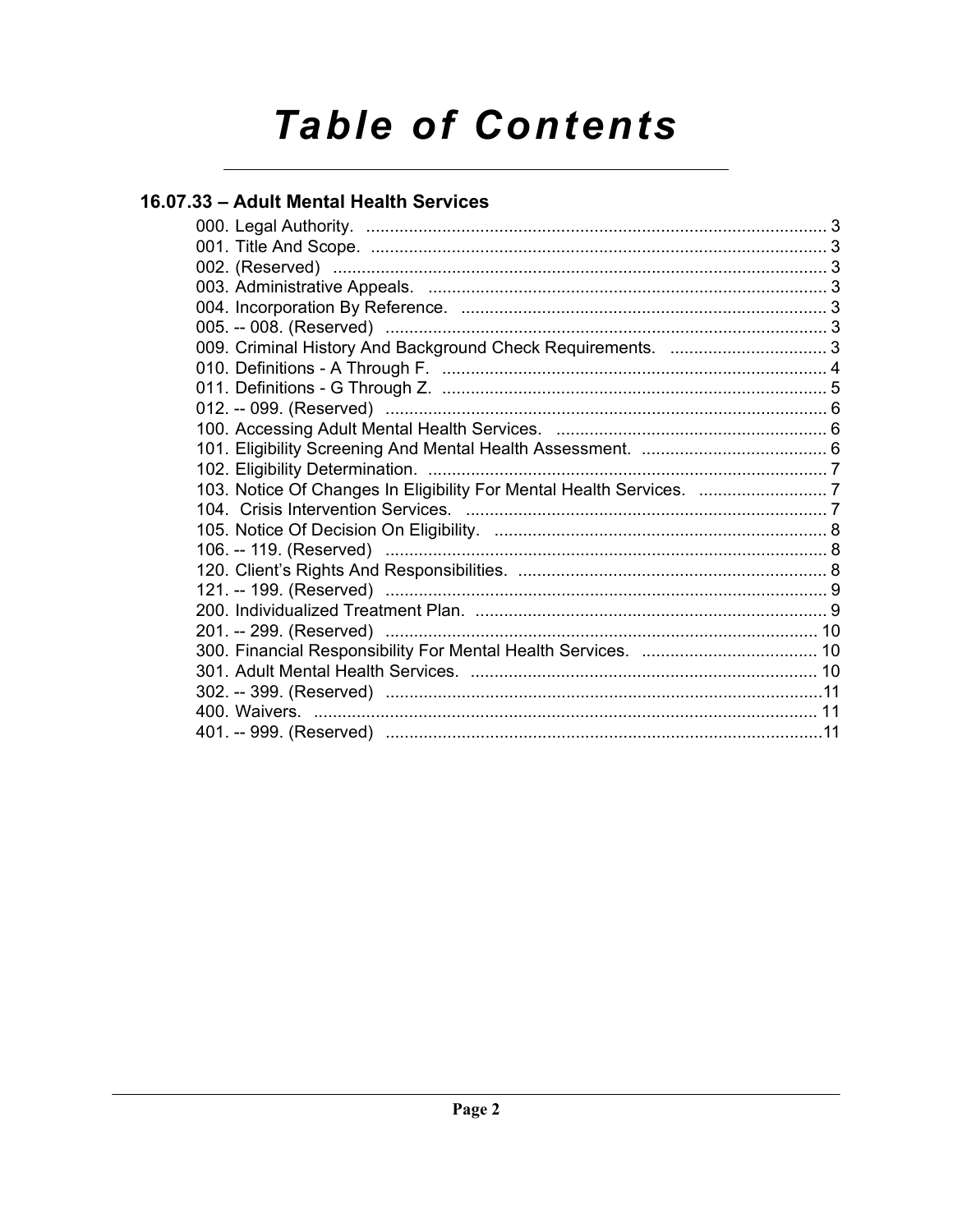# Table of Contents

## 16.07.33 – Adult Mental Health Services

000. Legal Authority. .................................................................................................. 3
001. Title And Scope. ................................................................................................. 3
002. (Reserved) ......................................................................................................... 3
003. Administrative Appeals. .................................................................................... 3
004. Incorporation By Reference. ............................................................................. 3
005. -- 008. (Reserved) ............................................................................................. 3
009. Criminal History And Background Check Requirements. ................................. 3
010. Definitions - A Through F. ................................................................................. 4
011. Definitions - G Through Z. ................................................................................. 5
012. -- 099. (Reserved) ............................................................................................. 6
100. Accessing Adult Mental Health Services. ......................................................... 6
101. Eligibility Screening And Mental Health Assessment. ....................................... 6
102. Eligibility Determination. .................................................................................... 7
103. Notice Of Changes In Eligibility For Mental Health Services. ........................... 7
104. Crisis Intervention Services. ............................................................................. 7
105. Notice Of Decision On Eligibility. ...................................................................... 8
106. -- 119. (Reserved) ............................................................................................. 8
120. Client's Rights And Responsibilities. ................................................................. 8
121. -- 199. (Reserved) ............................................................................................. 9
200. Individualized Treatment Plan. .......................................................................... 9
201. -- 299. (Reserved) ........................................................................................... 10
300. Financial Responsibility For Mental Health Services. ..................................... 10
301. Adult Mental Health Services. ......................................................................... 10
302. -- 399. (Reserved) ............................................................................................11
400. Waivers. .......................................................................................................... 11
401. -- 999. (Reserved) ............................................................................................11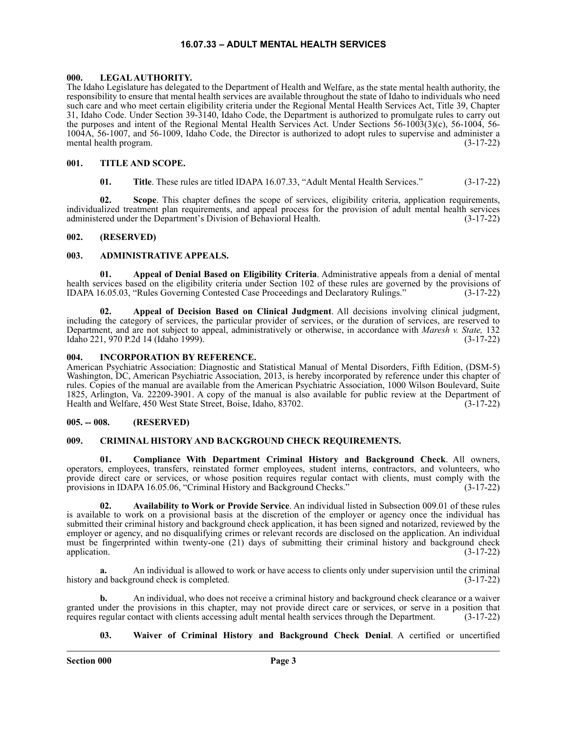# 16.07.33 – ADULT MENTAL HEALTH SERVICES

### 000. LEGAL AUTHORITY.

The Idaho Legislature has delegated to the Department of Health and Welfare, as the state mental health authority, the responsibility to ensure that mental health services are available throughout the state of Idaho to individuals who need such care and who meet certain eligibility criteria under the Regional Mental Health Services Act, Title 39, Chapter 31, Idaho Code. Under Section 39-3140, Idaho Code, the Department is authorized to promulgate rules to carry out the purposes and intent of the Regional Mental Health Services Act. Under Sections 56-1003(3)(c), 56-1004, 56-1004A, 56-1007, and 56-1009, Idaho Code, the Director is authorized to adopt rules to supervise and administer a mental health program. (3-17-22)

### 001. TITLE AND SCOPE.

**01. Title**. These rules are titled IDAPA 16.07.33, "Adult Mental Health Services." (3-17-22)

**02. Scope**. This chapter defines the scope of services, eligibility criteria, application requirements, individualized treatment plan requirements, and appeal process for the provision of adult mental health services administered under the Department's Division of Behavioral Health. (3-17-22)

### 002. (RESERVED)

### 003. ADMINISTRATIVE APPEALS.

**01. Appeal of Denial Based on Eligibility Criteria**. Administrative appeals from a denial of mental health services based on the eligibility criteria under Section 102 of these rules are governed by the provisions of IDAPA 16.05.03, "Rules Governing Contested Case Proceedings and Declaratory Rulings." (3-17-22)

**02. Appeal of Decision Based on Clinical Judgment**. All decisions involving clinical judgment, including the category of services, the particular provider of services, or the duration of services, are reserved to Department, and are not subject to appeal, administratively or otherwise, in accordance with *Maresh v. State,* 132 Idaho 221, 970 P.2d 14 (Idaho 1999). (3-17-22)

### 004. INCORPORATION BY REFERENCE.

American Psychiatric Association: Diagnostic and Statistical Manual of Mental Disorders, Fifth Edition, (DSM-5) Washington, DC, American Psychiatric Association, 2013, is hereby incorporated by reference under this chapter of rules. Copies of the manual are available from the American Psychiatric Association, 1000 Wilson Boulevard, Suite 1825, Arlington, Va. 22209-3901. A copy of the manual is also available for public review at the Department of Health and Welfare, 450 West State Street, Boise, Idaho, 83702. (3-17-22)

### 005. -- 008. (RESERVED)

### 009. CRIMINAL HISTORY AND BACKGROUND CHECK REQUIREMENTS.

**01. Compliance With Department Criminal History and Background Check**. All owners, operators, employees, transfers, reinstated former employees, student interns, contractors, and volunteers, who provide direct care or services, or whose position requires regular contact with clients, must comply with the provisions in IDAPA 16.05.06, "Criminal History and Background Checks." (3-17-22)

**02. Availability to Work or Provide Service**. An individual listed in Subsection 009.01 of these rules is available to work on a provisional basis at the discretion of the employer or agency once the individual has submitted their criminal history and background check application, it has been signed and notarized, reviewed by the employer or agency, and no disqualifying crimes or relevant records are disclosed on the application. An individual must be fingerprinted within twenty-one (21) days of submitting their criminal history and background check application. (3-17-22)

**a.** An individual is allowed to work or have access to clients only under supervision until the criminal history and background check is completed. (3-17-22)

**b.** An individual, who does not receive a criminal history and background check clearance or a waiver granted under the provisions in this chapter, may not provide direct care or services, or serve in a position that requires regular contact with clients accessing adult mental health services through the Department. (3-17-22)

**03. Waiver of Criminal History and Background Check Denial**. A certified or uncertified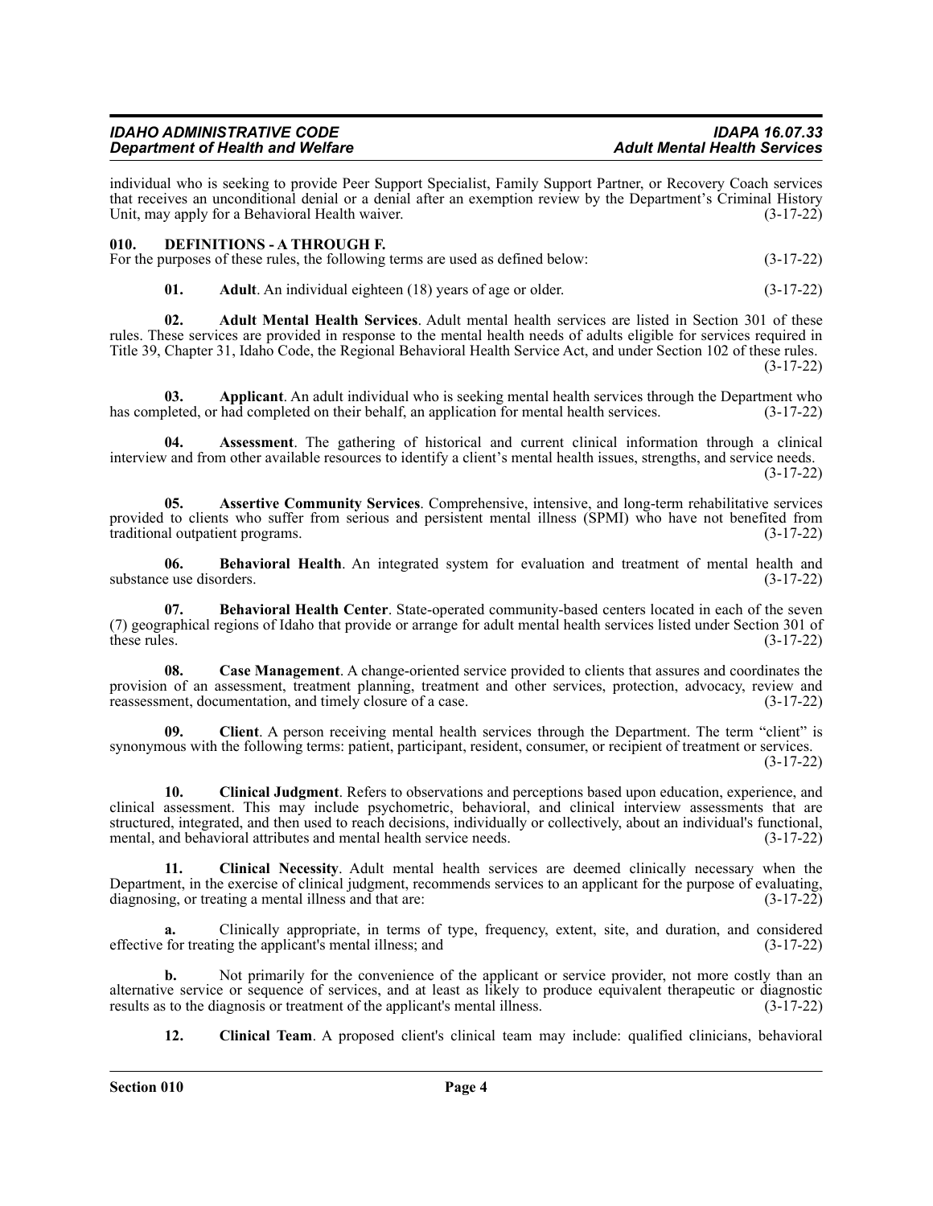individual who is seeking to provide Peer Support Specialist, Family Support Partner, or Recovery Coach services that receives an unconditional denial or a denial after an exemption review by the Department's Criminal History Unit, may apply for a Behavioral Health waiver. (3-17-22)

### 010. DEFINITIONS - A THROUGH F.

For the purposes of these rules, the following terms are used as defined below: (3-17-22)

**01. Adult**. An individual eighteen (18) years of age or older. (3-17-22)

**02. Adult Mental Health Services**. Adult mental health services are listed in Section 301 of these rules. These services are provided in response to the mental health needs of adults eligible for services required in Title 39, Chapter 31, Idaho Code, the Regional Behavioral Health Service Act, and under Section 102 of these rules. (3-17-22)

**03. Applicant**. An adult individual who is seeking mental health services through the Department who has completed, or had completed on their behalf, an application for mental health services. (3-17-22)

**04. Assessment**. The gathering of historical and current clinical information through a clinical interview and from other available resources to identify a client's mental health issues, strengths, and service needs. (3-17-22)

**05. Assertive Community Services**. Comprehensive, intensive, and long-term rehabilitative services provided to clients who suffer from serious and persistent mental illness (SPMI) who have not benefited from traditional outpatient programs. (3-17-22)

**06. Behavioral Health**. An integrated system for evaluation and treatment of mental health and substance use disorders. (3-17-22)

**07. Behavioral Health Center**. State-operated community-based centers located in each of the seven (7) geographical regions of Idaho that provide or arrange for adult mental health services listed under Section 301 of these rules. (3-17-22)

**08. Case Management**. A change-oriented service provided to clients that assures and coordinates the provision of an assessment, treatment planning, treatment and other services, protection, advocacy, review and reassessment, documentation, and timely closure of a case. (3-17-22)

**09. Client**. A person receiving mental health services through the Department. The term "client" is synonymous with the following terms: patient, participant, resident, consumer, or recipient of treatment or services. (3-17-22)

**10. Clinical Judgment**. Refers to observations and perceptions based upon education, experience, and clinical assessment. This may include psychometric, behavioral, and clinical interview assessments that are structured, integrated, and then used to reach decisions, individually or collectively, about an individual's functional, mental, and behavioral attributes and mental health service needs. (3-17-22)

**11. Clinical Necessity**. Adult mental health services are deemed clinically necessary when the Department, in the exercise of clinical judgment, recommends services to an applicant for the purpose of evaluating, diagnosing, or treating a mental illness and that are: (3-17-22)

**a.** Clinically appropriate, in terms of type, frequency, extent, site, and duration, and considered effective for treating the applicant's mental illness; and (3-17-22)

**b.** Not primarily for the convenience of the applicant or service provider, not more costly than an alternative service or sequence of services, and at least as likely to produce equivalent therapeutic or diagnostic results as to the diagnosis or treatment of the applicant's mental illness. (3-17-22)

**12. Clinical Team**. A proposed client's clinical team may include: qualified clinicians, behavioral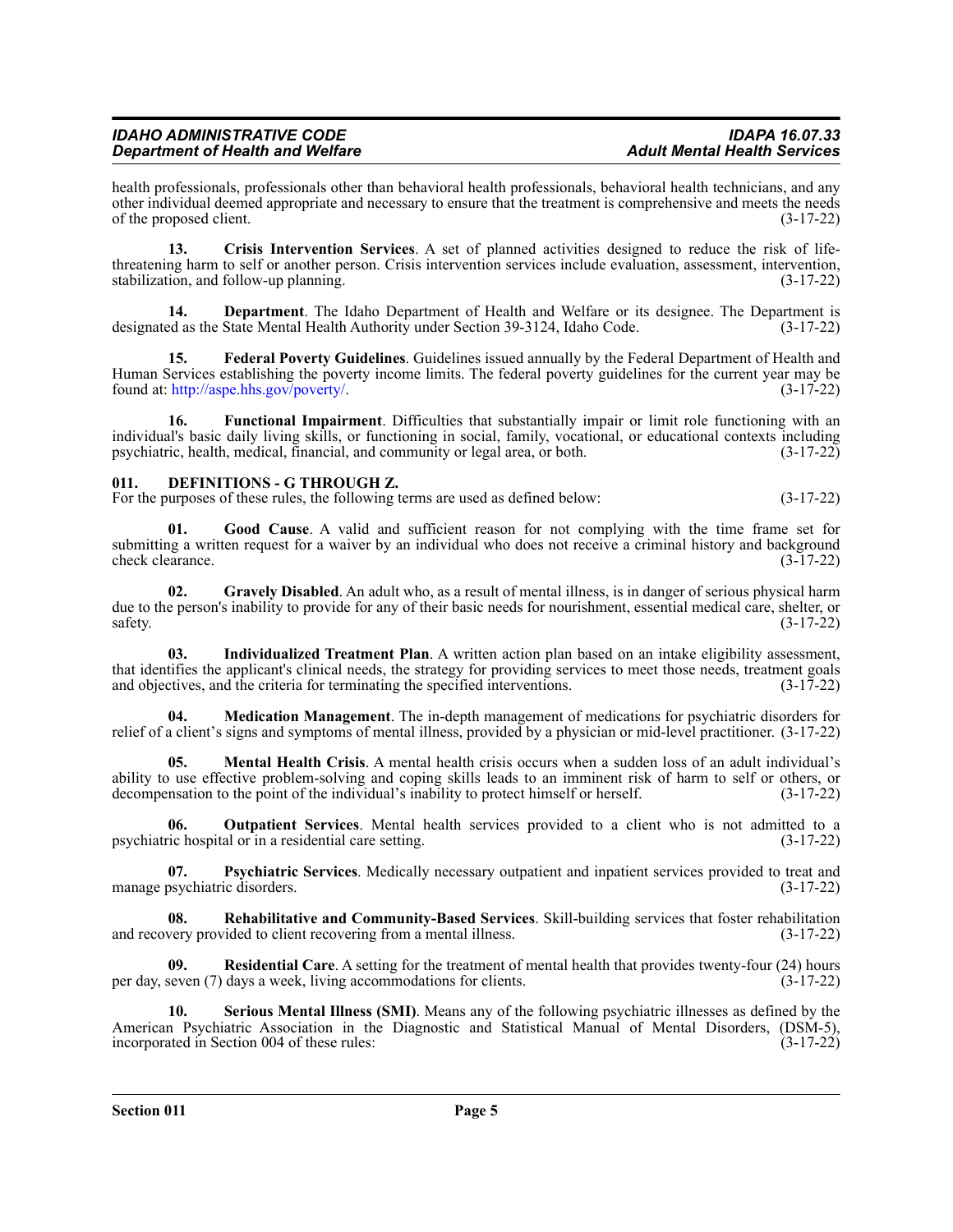health professionals, professionals other than behavioral health professionals, behavioral health technicians, and any other individual deemed appropriate and necessary to ensure that the treatment is comprehensive and meets the needs of the proposed client. (3-17-22)

**13. Crisis Intervention Services**. A set of planned activities designed to reduce the risk of life-threatening harm to self or another person. Crisis intervention services include evaluation, assessment, intervention, stabilization, and follow-up planning. (3-17-22)

**14. Department**. The Idaho Department of Health and Welfare or its designee. The Department is designated as the State Mental Health Authority under Section 39-3124, Idaho Code. (3-17-22)

**15. Federal Poverty Guidelines**. Guidelines issued annually by the Federal Department of Health and Human Services establishing the poverty income limits. The federal poverty guidelines for the current year may be found at: http://aspe.hhs.gov/poverty/. (3-17-22)

**16. Functional Impairment**. Difficulties that substantially impair or limit role functioning with an individual's basic daily living skills, or functioning in social, family, vocational, or educational contexts including psychiatric, health, medical, financial, and community or legal area, or both. (3-17-22)

### 011. DEFINITIONS - G THROUGH Z.

For the purposes of these rules, the following terms are used as defined below: (3-17-22)

**01. Good Cause**. A valid and sufficient reason for not complying with the time frame set for submitting a written request for a waiver by an individual who does not receive a criminal history and background check clearance. (3-17-22)

**02. Gravely Disabled**. An adult who, as a result of mental illness, is in danger of serious physical harm due to the person's inability to provide for any of their basic needs for nourishment, essential medical care, shelter, or safety. (3-17-22)

**03. Individualized Treatment Plan**. A written action plan based on an intake eligibility assessment, that identifies the applicant's clinical needs, the strategy for providing services to meet those needs, treatment goals and objectives, and the criteria for terminating the specified interventions. (3-17-22)

**04. Medication Management**. The in-depth management of medications for psychiatric disorders for relief of a client's signs and symptoms of mental illness, provided by a physician or mid-level practitioner. (3-17-22)

**05. Mental Health Crisis**. A mental health crisis occurs when a sudden loss of an adult individual's ability to use effective problem-solving and coping skills leads to an imminent risk of harm to self or others, or decompensation to the point of the individual's inability to protect himself or herself. (3-17-22)

**06. Outpatient Services**. Mental health services provided to a client who is not admitted to a psychiatric hospital or in a residential care setting. (3-17-22)

**07. Psychiatric Services**. Medically necessary outpatient and inpatient services provided to treat and manage psychiatric disorders. (3-17-22)

**08. Rehabilitative and Community-Based Services**. Skill-building services that foster rehabilitation and recovery provided to client recovering from a mental illness. (3-17-22)

**09. Residential Care**. A setting for the treatment of mental health that provides twenty-four (24) hours per day, seven (7) days a week, living accommodations for clients. (3-17-22)

**10. Serious Mental Illness (SMI)**. Means any of the following psychiatric illnesses as defined by the American Psychiatric Association in the Diagnostic and Statistical Manual of Mental Disorders, (DSM-5), incorporated in Section 004 of these rules: (3-17-22)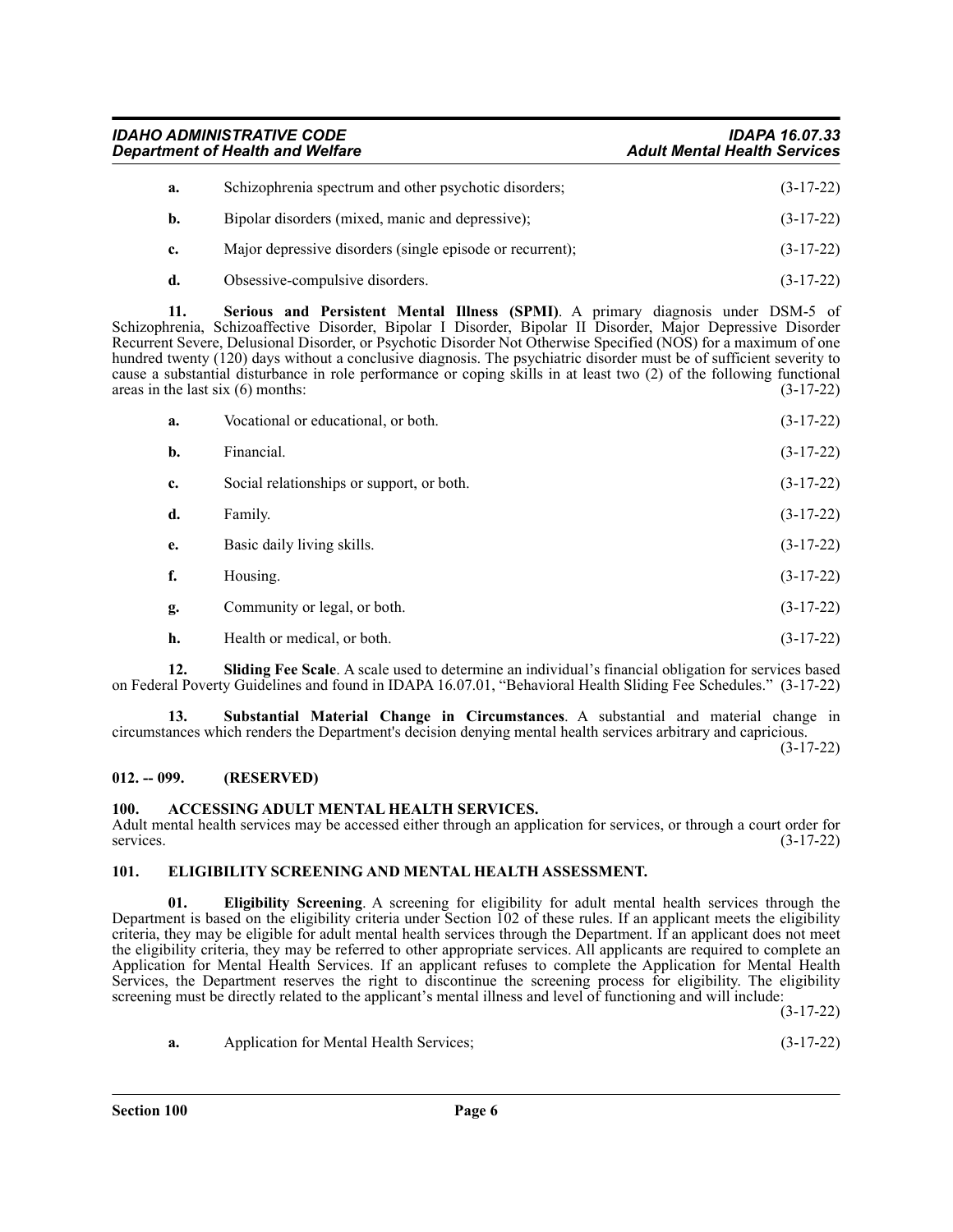**a.** Schizophrenia spectrum and other psychotic disorders; (3-17-22)

**b.** Bipolar disorders (mixed, manic and depressive); (3-17-22)

**c.** Major depressive disorders (single episode or recurrent); (3-17-22)

**d.** Obsessive-compulsive disorders. (3-17-22)

**11. Serious and Persistent Mental Illness (SPMI)**. A primary diagnosis under DSM-5 of Schizophrenia, Schizoaffective Disorder, Bipolar I Disorder, Bipolar II Disorder, Major Depressive Disorder Recurrent Severe, Delusional Disorder, or Psychotic Disorder Not Otherwise Specified (NOS) for a maximum of one hundred twenty (120) days without a conclusive diagnosis. The psychiatric disorder must be of sufficient severity to cause a substantial disturbance in role performance or coping skills in at least two (2) of the following functional areas in the last six (6) months: (3-17-22)

**a.** Vocational or educational, or both. (3-17-22)

**b.** Financial. (3-17-22)

**c.** Social relationships or support, or both. (3-17-22)

**d.** Family. (3-17-22)

**e.** Basic daily living skills. (3-17-22)

**f.** Housing. (3-17-22)

**g.** Community or legal, or both. (3-17-22)

**h.** Health or medical, or both. (3-17-22)

**12. Sliding Fee Scale**. A scale used to determine an individual's financial obligation for services based on Federal Poverty Guidelines and found in IDAPA 16.07.01, "Behavioral Health Sliding Fee Schedules." (3-17-22)

**13. Substantial Material Change in Circumstances**. A substantial and material change in circumstances which renders the Department's decision denying mental health services arbitrary and capricious. (3-17-22)

## 012. -- 099. (RESERVED)

## 100. ACCESSING ADULT MENTAL HEALTH SERVICES.

Adult mental health services may be accessed either through an application for services, or through a court order for services. (3-17-22)

## 101. ELIGIBILITY SCREENING AND MENTAL HEALTH ASSESSMENT.

**01. Eligibility Screening**. A screening for eligibility for adult mental health services through the Department is based on the eligibility criteria under Section 102 of these rules. If an applicant meets the eligibility criteria, they may be eligible for adult mental health services through the Department. If an applicant does not meet the eligibility criteria, they may be referred to other appropriate services. All applicants are required to complete an Application for Mental Health Services. If an applicant refuses to complete the Application for Mental Health Services, the Department reserves the right to discontinue the screening process for eligibility. The eligibility screening must be directly related to the applicant's mental illness and level of functioning and will include: (3-17-22)

**a.** Application for Mental Health Services; (3-17-22)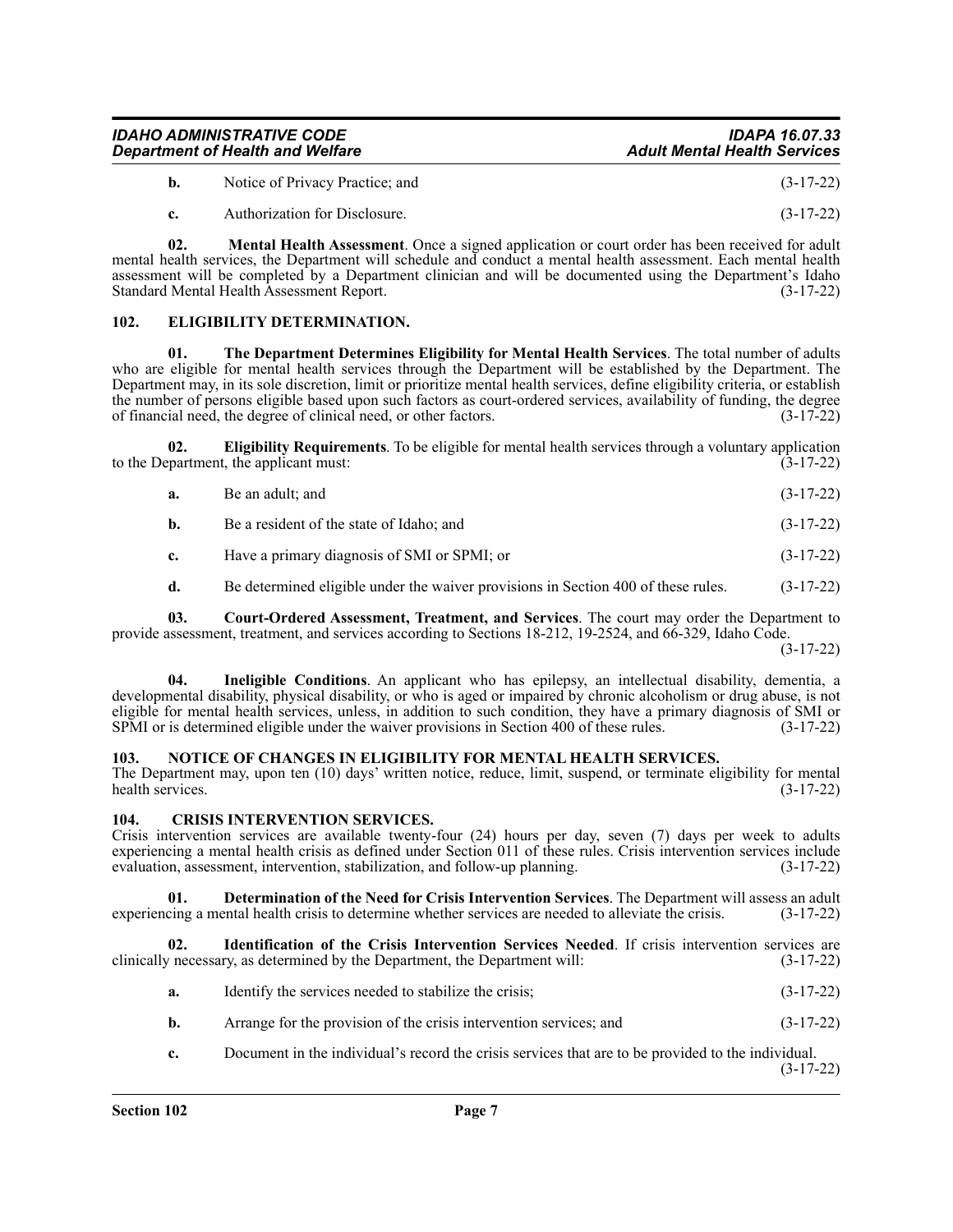**b.** Notice of Privacy Practice; and (3-17-22)

**c.** Authorization for Disclosure. (3-17-22)

**02. Mental Health Assessment**. Once a signed application or court order has been received for adult mental health services, the Department will schedule and conduct a mental health assessment. Each mental health assessment will be completed by a Department clinician and will be documented using the Department's Idaho Standard Mental Health Assessment Report. (3-17-22)

## 102. ELIGIBILITY DETERMINATION.

**01. The Department Determines Eligibility for Mental Health Services**. The total number of adults who are eligible for mental health services through the Department will be established by the Department. The Department may, in its sole discretion, limit or prioritize mental health services, define eligibility criteria, or establish the number of persons eligible based upon such factors as court-ordered services, availability of funding, the degree of financial need, the degree of clinical need, or other factors. (3-17-22)

**02. Eligibility Requirements**. To be eligible for mental health services through a voluntary application to the Department, the applicant must: (3-17-22)

**a.** Be an adult; and (3-17-22)

**b.** Be a resident of the state of Idaho; and (3-17-22)

**c.** Have a primary diagnosis of SMI or SPMI; or (3-17-22)

**d.** Be determined eligible under the waiver provisions in Section 400 of these rules. (3-17-22)

**03. Court-Ordered Assessment, Treatment, and Services**. The court may order the Department to provide assessment, treatment, and services according to Sections 18-212, 19-2524, and 66-329, Idaho Code. (3-17-22)

**04. Ineligible Conditions**. An applicant who has epilepsy, an intellectual disability, dementia, a developmental disability, physical disability, or who is aged or impaired by chronic alcoholism or drug abuse, is not eligible for mental health services, unless, in addition to such condition, they have a primary diagnosis of SMI or SPMI or is determined eligible under the waiver provisions in Section 400 of these rules. (3-17-22)

## 103. NOTICE OF CHANGES IN ELIGIBILITY FOR MENTAL HEALTH SERVICES.

The Department may, upon ten (10) days' written notice, reduce, limit, suspend, or terminate eligibility for mental health services. (3-17-22)

## 104. CRISIS INTERVENTION SERVICES.

Crisis intervention services are available twenty-four (24) hours per day, seven (7) days per week to adults experiencing a mental health crisis as defined under Section 011 of these rules. Crisis intervention services include evaluation, assessment, intervention, stabilization, and follow-up planning. (3-17-22)

**01. Determination of the Need for Crisis Intervention Services**. The Department will assess an adult experiencing a mental health crisis to determine whether services are needed to alleviate the crisis. (3-17-22)

**02. Identification of the Crisis Intervention Services Needed**. If crisis intervention services are clinically necessary, as determined by the Department, the Department will: (3-17-22)

**a.** Identify the services needed to stabilize the crisis; (3-17-22)

**b.** Arrange for the provision of the crisis intervention services; and (3-17-22)

**c.** Document in the individual's record the crisis services that are to be provided to the individual. (3-17-22)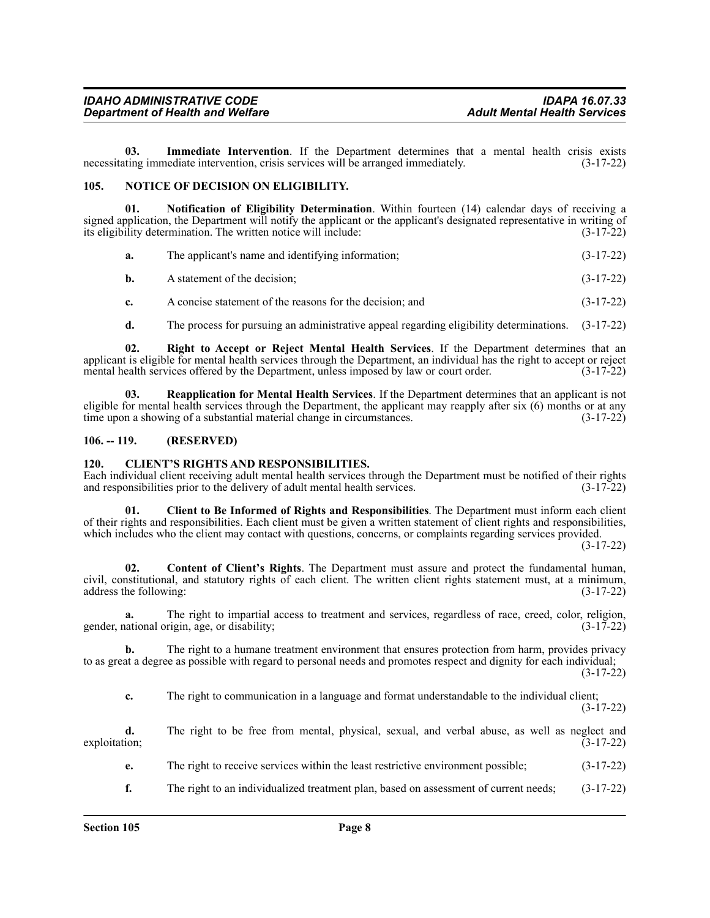**03. Immediate Intervention**. If the Department determines that a mental health crisis exists necessitating immediate intervention, crisis services will be arranged immediately. (3-17-22)

## 105. NOTICE OF DECISION ON ELIGIBILITY.

**01. Notification of Eligibility Determination**. Within fourteen (14) calendar days of receiving a signed application, the Department will notify the applicant or the applicant's designated representative in writing of its eligibility determination. The written notice will include: (3-17-22)

**a.** The applicant's name and identifying information; (3-17-22)

**b.** A statement of the decision; (3-17-22)

**c.** A concise statement of the reasons for the decision; and (3-17-22)

**d.** The process for pursuing an administrative appeal regarding eligibility determinations. (3-17-22)

**02. Right to Accept or Reject Mental Health Services**. If the Department determines that an applicant is eligible for mental health services through the Department, an individual has the right to accept or reject mental health services offered by the Department, unless imposed by law or court order. (3-17-22)

**03. Reapplication for Mental Health Services**. If the Department determines that an applicant is not eligible for mental health services through the Department, the applicant may reapply after six (6) months or at any time upon a showing of a substantial material change in circumstances. (3-17-22)

## 106. -- 119. (RESERVED)

## 120. CLIENT'S RIGHTS AND RESPONSIBILITIES.

Each individual client receiving adult mental health services through the Department must be notified of their rights and responsibilities prior to the delivery of adult mental health services. (3-17-22)

**01. Client to Be Informed of Rights and Responsibilities**. The Department must inform each client of their rights and responsibilities. Each client must be given a written statement of client rights and responsibilities, which includes who the client may contact with questions, concerns, or complaints regarding services provided. (3-17-22)

**02. Content of Client's Rights**. The Department must assure and protect the fundamental human, civil, constitutional, and statutory rights of each client. The written client rights statement must, at a minimum, address the following: (3-17-22)

**a.** The right to impartial access to treatment and services, regardless of race, creed, color, religion, gender, national origin, age, or disability; (3-17-22)

**b.** The right to a humane treatment environment that ensures protection from harm, provides privacy to as great a degree as possible with regard to personal needs and promotes respect and dignity for each individual; (3-17-22)

**c.** The right to communication in a language and format understandable to the individual client; (3-17-22)

**d.** The right to be free from mental, physical, sexual, and verbal abuse, as well as neglect and exploitation; (3-17-22)

**e.** The right to receive services within the least restrictive environment possible; (3-17-22)

**f.** The right to an individualized treatment plan, based on assessment of current needs; (3-17-22)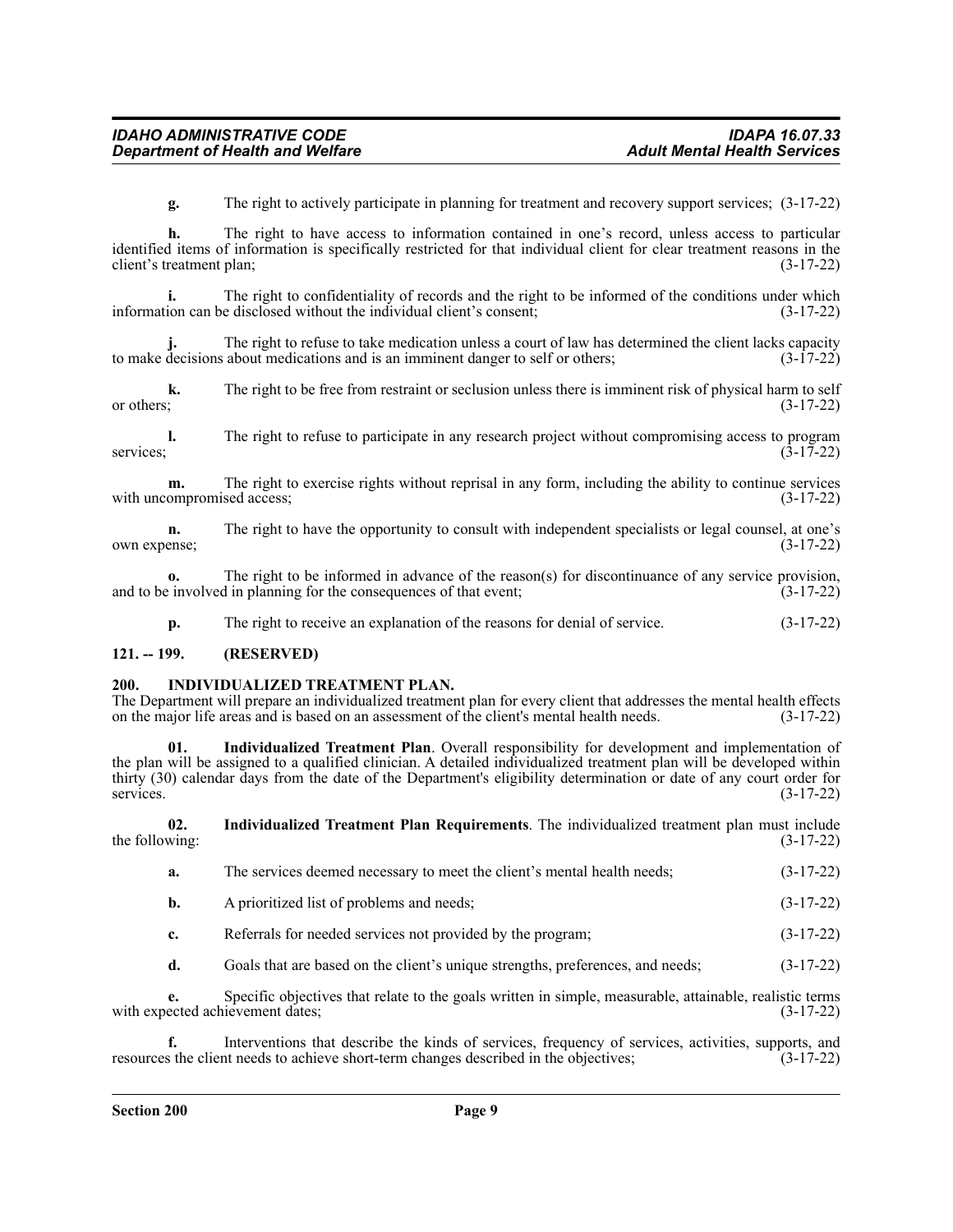**g.** The right to actively participate in planning for treatment and recovery support services; (3-17-22)

**h.** The right to have access to information contained in one's record, unless access to particular identified items of information is specifically restricted for that individual client for clear treatment reasons in the client's treatment plan; (3-17-22)

**i.** The right to confidentiality of records and the right to be informed of the conditions under which information can be disclosed without the individual client's consent; (3-17-22)

**j.** The right to refuse to take medication unless a court of law has determined the client lacks capacity to make decisions about medications and is an imminent danger to self or others; (3-17-22)

**k.** The right to be free from restraint or seclusion unless there is imminent risk of physical harm to self or others; (3-17-22)

**l.** The right to refuse to participate in any research project without compromising access to program services; (3-17-22)

**m.** The right to exercise rights without reprisal in any form, including the ability to continue services with uncompromised access; (3-17-22)

**n.** The right to have the opportunity to consult with independent specialists or legal counsel, at one's own expense; (3-17-22)

**o.** The right to be informed in advance of the reason(s) for discontinuance of any service provision, and to be involved in planning for the consequences of that event; (3-17-22)

**p.** The right to receive an explanation of the reasons for denial of service. (3-17-22)

## 121. -- 199. (RESERVED)

## 200. INDIVIDUALIZED TREATMENT PLAN.

The Department will prepare an individualized treatment plan for every client that addresses the mental health effects on the major life areas and is based on an assessment of the client's mental health needs. (3-17-22)

**01. Individualized Treatment Plan**. Overall responsibility for development and implementation of the plan will be assigned to a qualified clinician. A detailed individualized treatment plan will be developed within thirty (30) calendar days from the date of the Department's eligibility determination or date of any court order for services. (3-17-22)

**02. Individualized Treatment Plan Requirements**. The individualized treatment plan must include the following: (3-17-22)

**a.** The services deemed necessary to meet the client's mental health needs; (3-17-22)

**b.** A prioritized list of problems and needs; (3-17-22)

**c.** Referrals for needed services not provided by the program; (3-17-22)

**d.** Goals that are based on the client's unique strengths, preferences, and needs; (3-17-22)

**e.** Specific objectives that relate to the goals written in simple, measurable, attainable, realistic terms with expected achievement dates; (3-17-22)

**f.** Interventions that describe the kinds of services, frequency of services, activities, supports, and resources the client needs to achieve short-term changes described in the objectives; (3-17-22)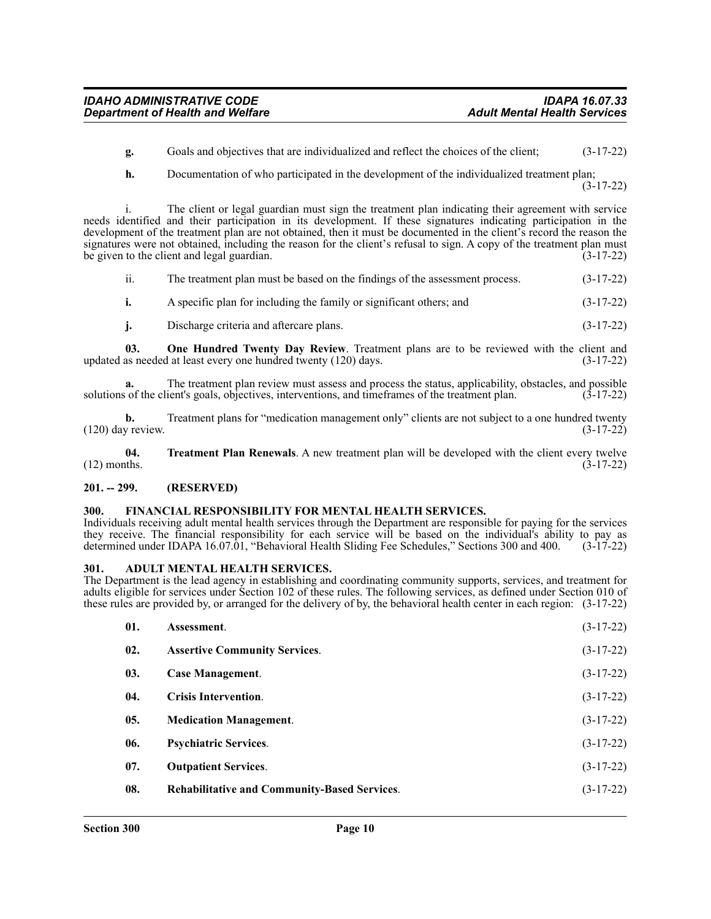**g.** Goals and objectives that are individualized and reflect the choices of the client; (3-17-22)

**h.** Documentation of who participated in the development of the individualized treatment plan; (3-17-22)

i. The client or legal guardian must sign the treatment plan indicating their agreement with service needs identified and their participation in its development. If these signatures indicating participation in the development of the treatment plan are not obtained, then it must be documented in the client's record the reason the signatures were not obtained, including the reason for the client's refusal to sign. A copy of the treatment plan must be given to the client and legal guardian. (3-17-22)

ii. The treatment plan must be based on the findings of the assessment process. (3-17-22)

**i.** A specific plan for including the family or significant others; and (3-17-22)

**j.** Discharge criteria and aftercare plans. (3-17-22)

**03. One Hundred Twenty Day Review**. Treatment plans are to be reviewed with the client and updated as needed at least every one hundred twenty (120) days. (3-17-22)

**a.** The treatment plan review must assess and process the status, applicability, obstacles, and possible solutions of the client's goals, objectives, interventions, and timeframes of the treatment plan. (3-17-22)

**b.** Treatment plans for "medication management only" clients are not subject to a one hundred twenty (120) day review. (3-17-22)

**04. Treatment Plan Renewals**. A new treatment plan will be developed with the client every twelve (12) months. (3-17-22)

## 201. -- 299. (RESERVED)

## 300. FINANCIAL RESPONSIBILITY FOR MENTAL HEALTH SERVICES.

Individuals receiving adult mental health services through the Department are responsible for paying for the services they receive. The financial responsibility for each service will be based on the individual's ability to pay as determined under IDAPA 16.07.01, "Behavioral Health Sliding Fee Schedules," Sections 300 and 400. (3-17-22)

## 301. ADULT MENTAL HEALTH SERVICES.

The Department is the lead agency in establishing and coordinating community supports, services, and treatment for adults eligible for services under Section 102 of these rules. The following services, as defined under Section 010 of these rules are provided by, or arranged for the delivery of by, the behavioral health center in each region: (3-17-22)

**01. Assessment**. (3-17-22)

**02. Assertive Community Services**. (3-17-22)

**03. Case Management**. (3-17-22)

**04. Crisis Intervention**. (3-17-22)

**05. Medication Management**. (3-17-22)

**06. Psychiatric Services**. (3-17-22)

**07. Outpatient Services**. (3-17-22)

**08. Rehabilitative and Community-Based Services**. (3-17-22)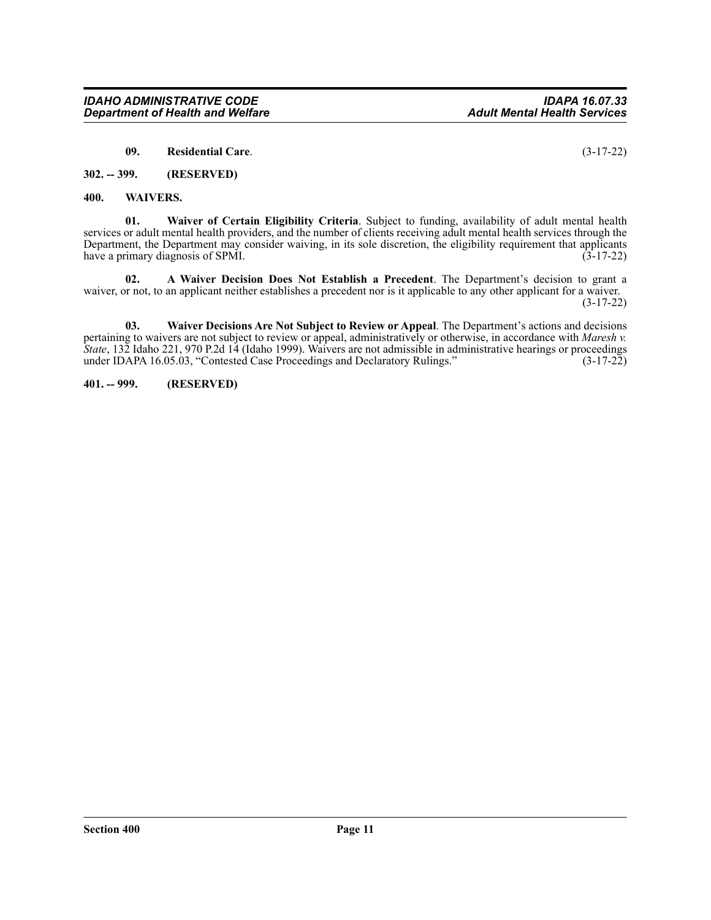**09. Residential Care**. (3-17-22)

## 302. -- 399. (RESERVED)

## 400. WAIVERS.

**01. Waiver of Certain Eligibility Criteria**. Subject to funding, availability of adult mental health services or adult mental health providers, and the number of clients receiving adult mental health services through the Department, the Department may consider waiving, in its sole discretion, the eligibility requirement that applicants have a primary diagnosis of SPMI. (3-17-22)

**02. A Waiver Decision Does Not Establish a Precedent**. The Department's decision to grant a waiver, or not, to an applicant neither establishes a precedent nor is it applicable to any other applicant for a waiver. (3-17-22)

**03. Waiver Decisions Are Not Subject to Review or Appeal**. The Department's actions and decisions pertaining to waivers are not subject to review or appeal, administratively or otherwise, in accordance with *Maresh v. State*, 132 Idaho 221, 970 P.2d 14 (Idaho 1999). Waivers are not admissible in administrative hearings or proceedings under IDAPA 16.05.03, "Contested Case Proceedings and Declaratory Rulings." (3-17-22)

## 401. -- 999. (RESERVED)